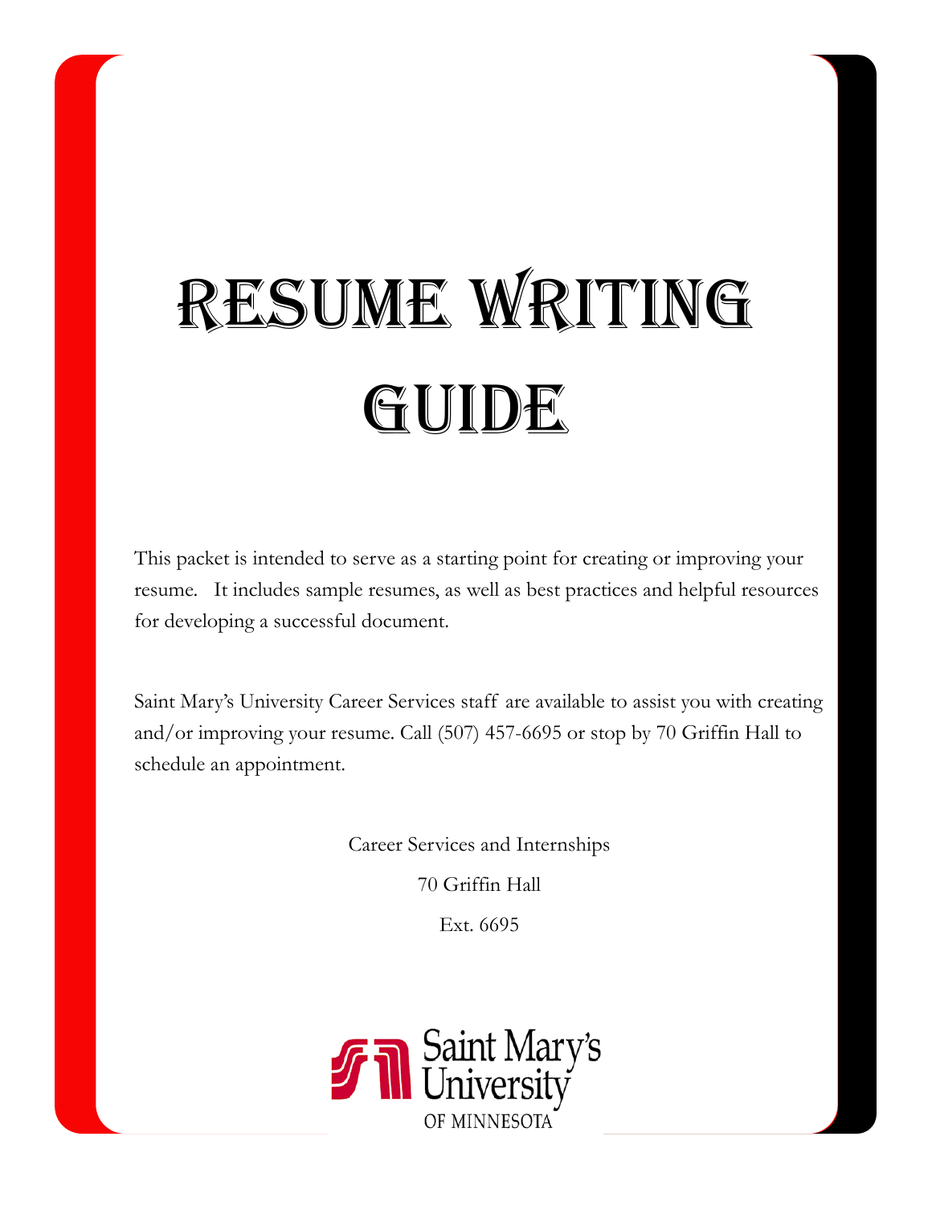# Resume Writing Guide

This packet is intended to serve as a starting point for creating or improving your resume. It includes sample resumes, as well as best practices and helpful resources for developing a successful document.

Saint Mary's University Career Services staff are available to assist you with creating and/or improving your resume. Call (507) 457-6695 or stop by 70 Griffin Hall to schedule an appointment.

Career Services and Internships

70 Griffin Hall

Ext. 6695

Saint Mary's University OF MINNESOTA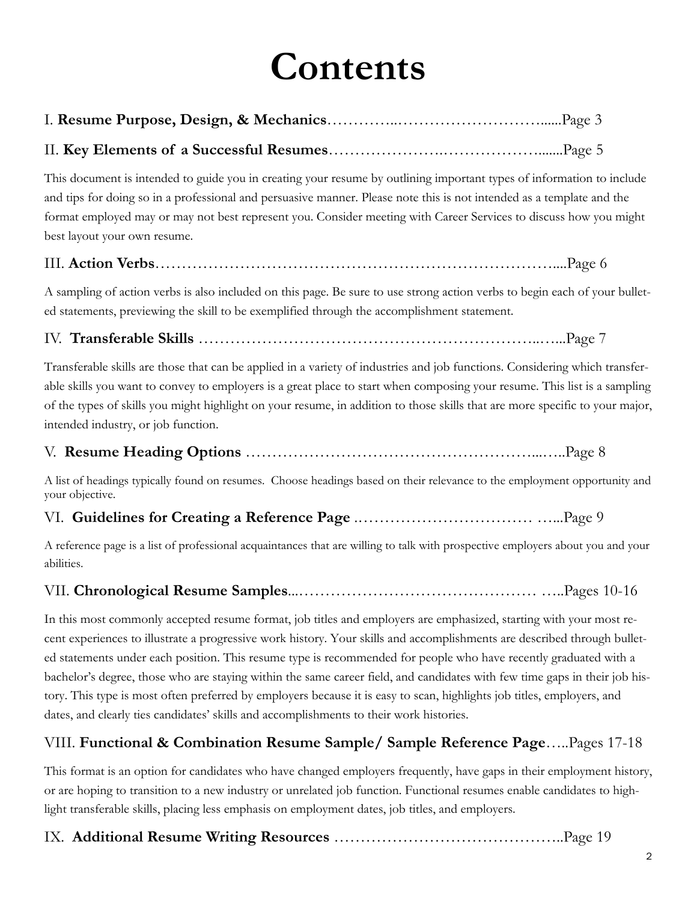# Contents

I. **Resume Purpose, Design, & Mechanics**…………..………………………......Page 3

II. **Key Elements of a Successful Resumes**………………….……………….......Page 5

This document is intended to guide you in creating your resume by outlining important types of information to include and tips for doing so in a professional and persuasive manner. Please note this is not intended as a template and the format employed may or may not best represent you. Consider meeting with Career Services to discuss how you might best layout your own resume.

III. **Action Verbs**…………………………………………………………………....Page 6

A sampling of action verbs is also included on this page. Be sure to use strong action verbs to begin each of your bulleted statements, previewing the skill to be exemplified through the accomplishment statement.

IV. **Transferable Skills** ……………………………………………………..…...Page 7

Transferable skills are those that can be applied in a variety of industries and job functions. Considering which transferable skills you want to convey to employers is a great place to start when composing your resume. This list is a sampling of the types of skills you might highlight on your resume, in addition to those skills that are more specific to your major, intended industry, or job function.

V. **Resume Heading Options** …………………………………………...…..Page 8

A list of headings typically found on resumes. Choose headings based on their relevance to the employment opportunity and your objective.

VI. **Guidelines for Creating a Reference Page** .…………………………… …...Page 9

A reference page is a list of professional acquaintances that are willing to talk with prospective employers about you and your abilities.

VII. **Chronological Resume Samples**...……………………………………… …..Pages 10-16

In this most commonly accepted resume format, job titles and employers are emphasized, starting with your most recent experiences to illustrate a progressive work history. Your skills and accomplishments are described through bulleted statements under each position. This resume type is recommended for people who have recently graduated with a bachelor's degree, those who are staying within the same career field, and candidates with few time gaps in their job history. This type is most often preferred by employers because it is easy to scan, highlights job titles, employers, and dates, and clearly ties candidates' skills and accomplishments to their work histories.

VIII. **Functional & Combination Resume Sample/ Sample Reference Page**…..Pages 17-18

This format is an option for candidates who have changed employers frequently, have gaps in their employment history, or are hoping to transition to a new industry or unrelated job function. Functional resumes enable candidates to highlight transferable skills, placing less emphasis on employment dates, job titles, and employers.

IX. **Additional Resume Writing Resources** ……………………………………..Page 19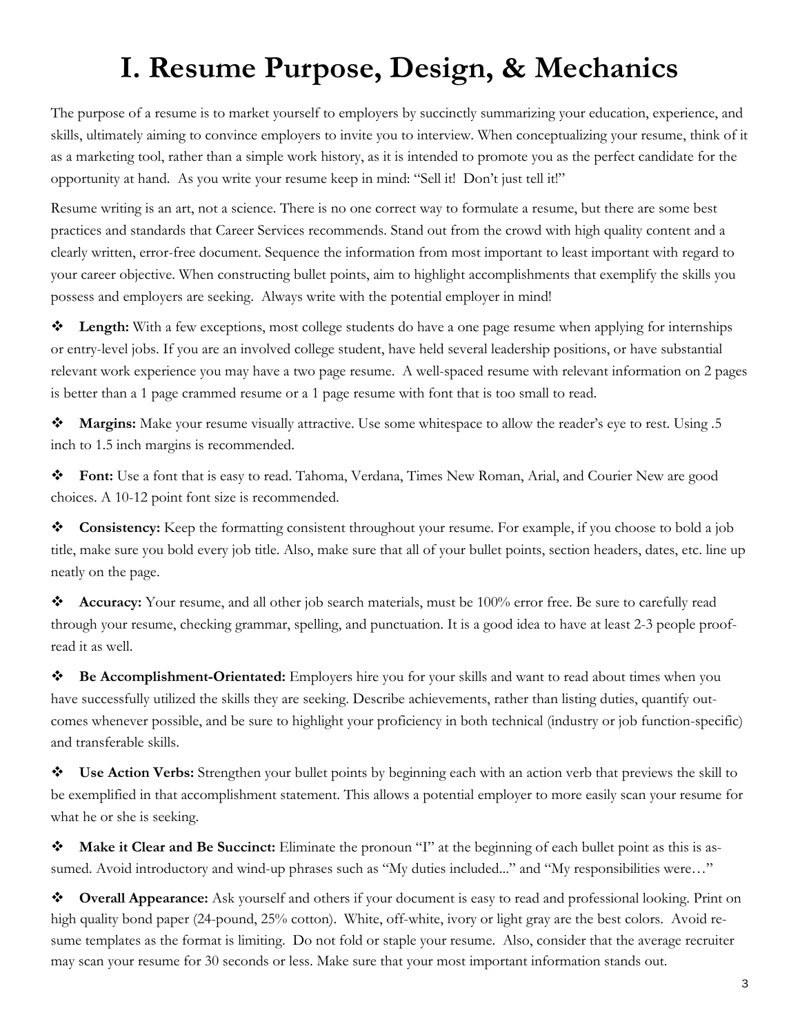# I. Resume Purpose, Design, & Mechanics

The purpose of a resume is to market yourself to employers by succinctly summarizing your education, experience, and skills, ultimately aiming to convince employers to invite you to interview. When conceptualizing your resume, think of it as a marketing tool, rather than a simple work history, as it is intended to promote you as the perfect candidate for the opportunity at hand. As you write your resume keep in mind: "Sell it! Don't just tell it!"

Resume writing is an art, not a science. There is no one correct way to formulate a resume, but there are some best practices and standards that Career Services recommends. Stand out from the crowd with high quality content and a clearly written, error-free document. Sequence the information from most important to least important with regard to your career objective. When constructing bullet points, aim to highlight accomplishments that exemplify the skills you possess and employers are seeking. Always write with the potential employer in mind!

- **Length:** With a few exceptions, most college students do have a one page resume when applying for internships or entry-level jobs. If you are an involved college student, have held several leadership positions, or have substantial relevant work experience you may have a two page resume. A well-spaced resume with relevant information on 2 pages is better than a 1 page crammed resume or a 1 page resume with font that is too small to read.

- **Margins:** Make your resume visually attractive. Use some whitespace to allow the reader's eye to rest. Using .5 inch to 1.5 inch margins is recommended.

- **Font:** Use a font that is easy to read. Tahoma, Verdana, Times New Roman, Arial, and Courier New are good choices. A 10-12 point font size is recommended.

- **Consistency:** Keep the formatting consistent throughout your resume. For example, if you choose to bold a job title, make sure you bold every job title. Also, make sure that all of your bullet points, section headers, dates, etc. line up neatly on the page.

- **Accuracy:** Your resume, and all other job search materials, must be 100% error free. Be sure to carefully read through your resume, checking grammar, spelling, and punctuation. It is a good idea to have at least 2-3 people proof-read it as well.

- **Be Accomplishment-Orientated:** Employers hire you for your skills and want to read about times when you have successfully utilized the skills they are seeking. Describe achievements, rather than listing duties, quantify out-comes whenever possible, and be sure to highlight your proficiency in both technical (industry or job function-specific) and transferable skills.

- **Use Action Verbs:** Strengthen your bullet points by beginning each with an action verb that previews the skill to be exemplified in that accomplishment statement. This allows a potential employer to more easily scan your resume for what he or she is seeking.

- **Make it Clear and Be Succinct:** Eliminate the pronoun "I" at the beginning of each bullet point as this is assumed. Avoid introductory and wind-up phrases such as "My duties included..." and "My responsibilities were…"

- **Overall Appearance:** Ask yourself and others if your document is easy to read and professional looking. Print on high quality bond paper (24-pound, 25% cotton). White, off-white, ivory or light gray are the best colors. Avoid resume templates as the format is limiting. Do not fold or staple your resume. Also, consider that the average recruiter may scan your resume for 30 seconds or less. Make sure that your most important information stands out.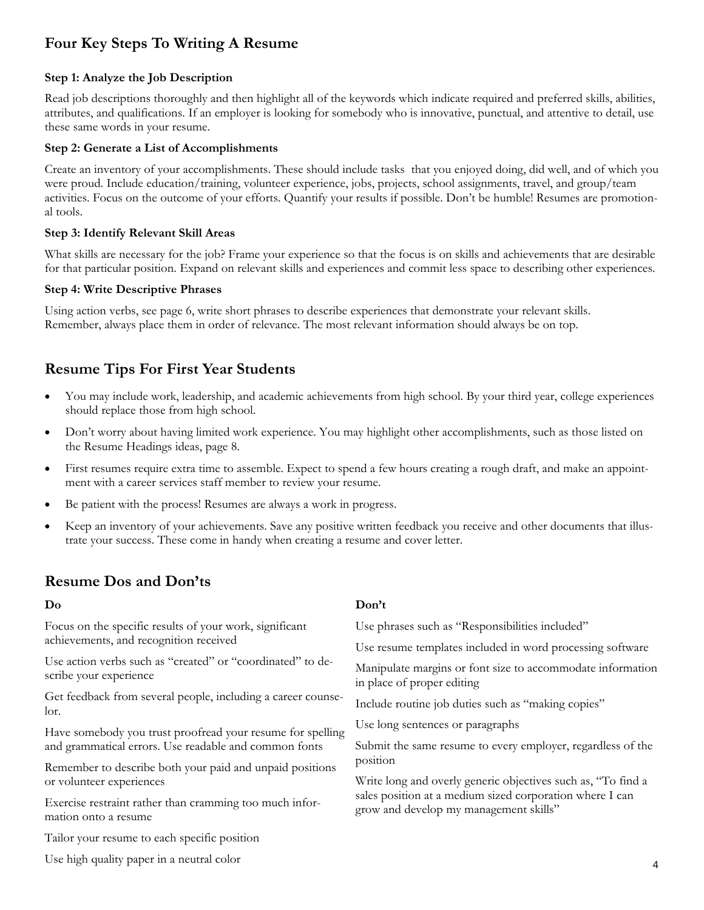## Four Key Steps To Writing A Resume

**Step 1: Analyze the Job Description**

Read job descriptions thoroughly and then highlight all of the keywords which indicate required and preferred skills, abilities, attributes, and qualifications. If an employer is looking for somebody who is innovative, punctual, and attentive to detail, use these same words in your resume.

**Step 2: Generate a List of Accomplishments**

Create an inventory of your accomplishments. These should include tasks that you enjoyed doing, did well, and of which you were proud. Include education/training, volunteer experience, jobs, projects, school assignments, travel, and group/team activities. Focus on the outcome of your efforts. Quantify your results if possible. Don't be humble! Resumes are promotional tools.

**Step 3: Identify Relevant Skill Areas**

What skills are necessary for the job? Frame your experience so that the focus is on skills and achievements that are desirable for that particular position. Expand on relevant skills and experiences and commit less space to describing other experiences.

**Step 4: Write Descriptive Phrases**

Using action verbs, see page 6, write short phrases to describe experiences that demonstrate your relevant skills. Remember, always place them in order of relevance. The most relevant information should always be on top.

## Resume Tips For First Year Students

- You may include work, leadership, and academic achievements from high school. By your third year, college experiences should replace those from high school.
- Don't worry about having limited work experience. You may highlight other accomplishments, such as those listed on the Resume Headings ideas, page 8.
- First resumes require extra time to assemble. Expect to spend a few hours creating a rough draft, and make an appointment with a career services staff member to review your resume.
- Be patient with the process! Resumes are always a work in progress.
- Keep an inventory of your achievements. Save any positive written feedback you receive and other documents that illustrate your success. These come in handy when creating a resume and cover letter.

## Resume Dos and Don'ts

**Do**

- Focus on the specific results of your work, significant achievements, and recognition received
- Use action verbs such as "created" or "coordinated" to describe your experience
- Get feedback from several people, including a career counselor.
- Have somebody you trust proofread your resume for spelling and grammatical errors. Use readable and common fonts
- Remember to describe both your paid and unpaid positions or volunteer experiences
- Exercise restraint rather than cramming too much information onto a resume
- Tailor your resume to each specific position
- Use high quality paper in a neutral color

**Don't**

- Use phrases such as "Responsibilities included"
- Use resume templates included in word processing software
- Manipulate margins or font size to accommodate information in place of proper editing
- Include routine job duties such as "making copies"
- Use long sentences or paragraphs
- Submit the same resume to every employer, regardless of the position
- Write long and overly generic objectives such as, "To find a sales position at a medium sized corporation where I can grow and develop my management skills"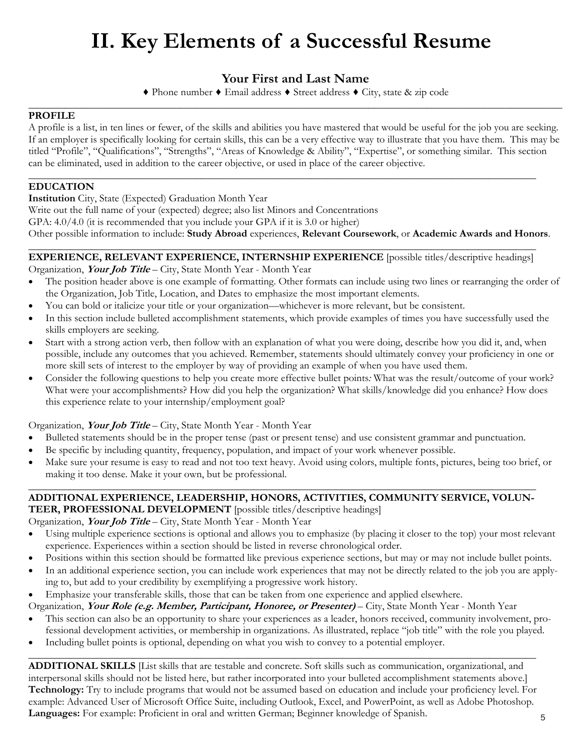# II. Key Elements of a Successful Resume

## Your First and Last Name

♦ Phone number ♦ Email address ♦ Street address ♦ City, state & zip code

---

**PROFILE**

A profile is a list, in ten lines or fewer, of the skills and abilities you have mastered that would be useful for the job you are seeking. If an employer is specifically looking for certain skills, this can be a very effective way to illustrate that you have them. This may be titled "Profile", "Qualifications", "Strengths", "Areas of Knowledge & Ability", "Expertise", or something similar. This section can be eliminated, used in addition to the career objective, or used in place of the career objective.

---

**EDUCATION**

**Institution** City, State (Expected) Graduation Month Year
Write out the full name of your (expected) degree; also list Minors and Concentrations
GPA: 4.0/4.0 (it is recommended that you include your GPA if it is 3.0 or higher)
Other possible information to include: **Study Abroad** experiences, **Relevant Coursework**, or **Academic Awards and Honors**.

---

**EXPERIENCE, RELEVANT EXPERIENCE, INTERNSHIP EXPERIENCE** [possible titles/descriptive headings]

Organization, ***Your Job Title*** – City, State Month Year - Month Year

- The position header above is one example of formatting. Other formats can include using two lines or rearranging the order of the Organization, Job Title, Location, and Dates to emphasize the most important elements.
- You can bold or italicize your title or your organization—whichever is more relevant, but be consistent.
- In this section include bulleted accomplishment statements, which provide examples of times you have successfully used the skills employers are seeking.
- Start with a strong action verb, then follow with an explanation of what you were doing, describe how you did it, and, when possible, include any outcomes that you achieved. Remember, statements should ultimately convey your proficiency in one or more skill sets of interest to the employer by way of providing an example of when you have used them.
- Consider the following questions to help you create more effective bullet points*:* What was the result/outcome of your work? What were your accomplishments? How did you help the organization? What skills/knowledge did you enhance? How does this experience relate to your internship/employment goal?

Organization, ***Your Job Title*** – City, State Month Year - Month Year

- Bulleted statements should be in the proper tense (past or present tense) and use consistent grammar and punctuation.
- Be specific by including quantity, frequency, population, and impact of your work whenever possible.
- Make sure your resume is easy to read and not too text heavy. Avoid using colors, multiple fonts, pictures, being too brief, or making it too dense. Make it your own, but be professional.

---

**ADDITIONAL EXPERIENCE, LEADERSHIP, HONORS, ACTIVITIES, COMMUNITY SERVICE, VOLUNTEER, PROFESSIONAL DEVELOPMENT** [possible titles/descriptive headings]

Organization, ***Your Job Title*** – City, State Month Year - Month Year

- Using multiple experience sections is optional and allows you to emphasize (by placing it closer to the top) your most relevant experience. Experiences within a section should be listed in reverse chronological order.
- Positions within this section should be formatted like previous experience sections, but may or may not include bullet points.
- In an additional experience section, you can include work experiences that may not be directly related to the job you are applying to, but add to your credibility by exemplifying a progressive work history.
- Emphasize your transferable skills, those that can be taken from one experience and applied elsewhere.

Organization, ***Your Role (e.g. Member, Participant, Honoree, or Presenter)*** – City, State Month Year - Month Year

- This section can also be an opportunity to share your experiences as a leader, honors received, community involvement, professional development activities, or membership in organizations. As illustrated, replace "job title" with the role you played.
- Including bullet points is optional, depending on what you wish to convey to a potential employer.

---

**ADDITIONAL SKILLS** [List skills that are testable and concrete. Soft skills such as communication, organizational, and interpersonal skills should not be listed here, but rather incorporated into your bulleted accomplishment statements above.]

**Technology:** Try to include programs that would not be assumed based on education and include your proficiency level. For example: Advanced User of Microsoft Office Suite, including Outlook, Excel, and PowerPoint, as well as Adobe Photoshop.
**Languages:** For example: Proficient in oral and written German; Beginner knowledge of Spanish.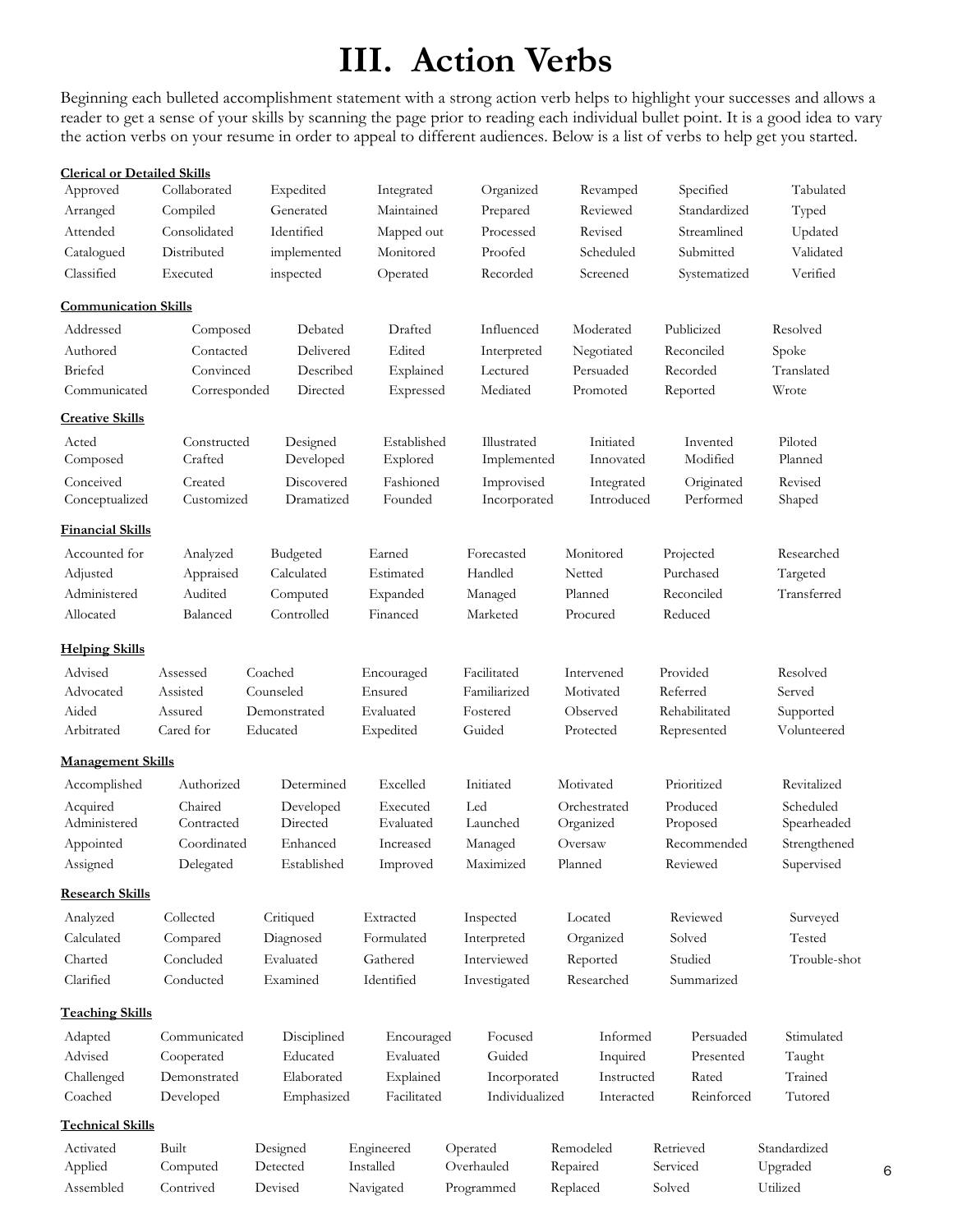# III. Action Verbs

Beginning each bulleted accomplishment statement with a strong action verb helps to highlight your successes and allows a reader to get a sense of your skills by scanning the page prior to reading each individual bullet point. It is a good idea to vary the action verbs on your resume in order to appeal to different audiences. Below is a list of verbs to help get you started.

**Clerical or Detailed Skills**

| | | | | | | | |
|---|---|---|---|---|---|---|---|
| Approved | Collaborated | Expedited | Integrated | Organized | Revamped | Specified | Tabulated |
| Arranged | Compiled | Generated | Maintained | Prepared | Reviewed | Standardized | Typed |
| Attended | Consolidated | Identified | Mapped out | Processed | Revised | Streamlined | Updated |
| Catalogued | Distributed | implemented | Monitored | Proofed | Scheduled | Submitted | Validated |
| Classified | Executed | inspected | Operated | Recorded | Screened | Systematized | Verified |

**Communication Skills**

| | | | | | | | |
|---|---|---|---|---|---|---|---|
| Addressed | Composed | Debated | Drafted | Influenced | Moderated | Publicized | Resolved |
| Authored | Contacted | Delivered | Edited | Interpreted | Negotiated | Reconciled | Spoke |
| Briefed | Convinced | Described | Explained | Lectured | Persuaded | Recorded | Translated |
| Communicated | Corresponded | Directed | Expressed | Mediated | Promoted | Reported | Wrote |

**Creative Skills**

| | | | | | | | |
|---|---|---|---|---|---|---|---|
| Acted | Constructed | Designed | Established | Illustrated | Initiated | Invented | Piloted |
| Composed | Crafted | Developed | Explored | Implemented | Innovated | Modified | Planned |
| Conceived | Created | Discovered | Fashioned | Improvised | Integrated | Originated | Revised |
| Conceptualized | Customized | Dramatized | Founded | Incorporated | Introduced | Performed | Shaped |

**Financial Skills**

| | | | | | | | |
|---|---|---|---|---|---|---|---|
| Accounted for | Analyzed | Budgeted | Earned | Forecasted | Monitored | Projected | Researched |
| Adjusted | Appraised | Calculated | Estimated | Handled | Netted | Purchased | Targeted |
| Administered | Audited | Computed | Expanded | Managed | Planned | Reconciled | Transferred |
| Allocated | Balanced | Controlled | Financed | Marketed | Procured | Reduced | |

**Helping Skills**

| | | | | | | | |
|---|---|---|---|---|---|---|---|
| Advised | Assessed | Coached | Encouraged | Facilitated | Intervened | Provided | Resolved |
| Advocated | Assisted | Counseled | Ensured | Familiarized | Motivated | Referred | Served |
| Aided | Assured | Demonstrated | Evaluated | Fostered | Observed | Rehabilitated | Supported |
| Arbitrated | Cared for | Educated | Expedited | Guided | Protected | Represented | Volunteered |

**Management Skills**

| | | | | | | | |
|---|---|---|---|---|---|---|---|
| Accomplished | Authorized | Determined | Excelled | Initiated | Motivated | Prioritized | Revitalized |
| Acquired | Chaired | Developed | Executed | Led | Orchestrated | Produced | Scheduled |
| Administered | Contracted | Directed | Evaluated | Launched | Organized | Proposed | Spearheaded |
| Appointed | Coordinated | Enhanced | Increased | Managed | Oversaw | Recommended | Strengthened |
| Assigned | Delegated | Established | Improved | Maximized | Planned | Reviewed | Supervised |

**Research Skills**

| | | | | | | | |
|---|---|---|---|---|---|---|---|
| Analyzed | Collected | Critiqued | Extracted | Inspected | Located | Reviewed | Surveyed |
| Calculated | Compared | Diagnosed | Formulated | Interpreted | Organized | Solved | Tested |
| Charted | Concluded | Evaluated | Gathered | Interviewed | Reported | Studied | Trouble-shot |
| Clarified | Conducted | Examined | Identified | Investigated | Researched | Summarized | |

**Teaching Skills**

| | | | | | | | |
|---|---|---|---|---|---|---|---|
| Adapted | Communicated | Disciplined | Encouraged | Focused | Informed | Persuaded | Stimulated |
| Advised | Cooperated | Educated | Evaluated | Guided | Inquired | Presented | Taught |
| Challenged | Demonstrated | Elaborated | Explained | Incorporated | Instructed | Rated | Trained |
| Coached | Developed | Emphasized | Facilitated | Individualized | Interacted | Reinforced | Tutored |

**Technical Skills**

| | | | | | | | |
|---|---|---|---|---|---|---|---|
| Activated | Built | Designed | Engineered | Operated | Remodeled | Retrieved | Standardized |
| Applied | Computed | Detected | Installed | Overhauled | Repaired | Serviced | Upgraded |
| Assembled | Contrived | Devised | Navigated | Programmed | Replaced | Solved | Utilized |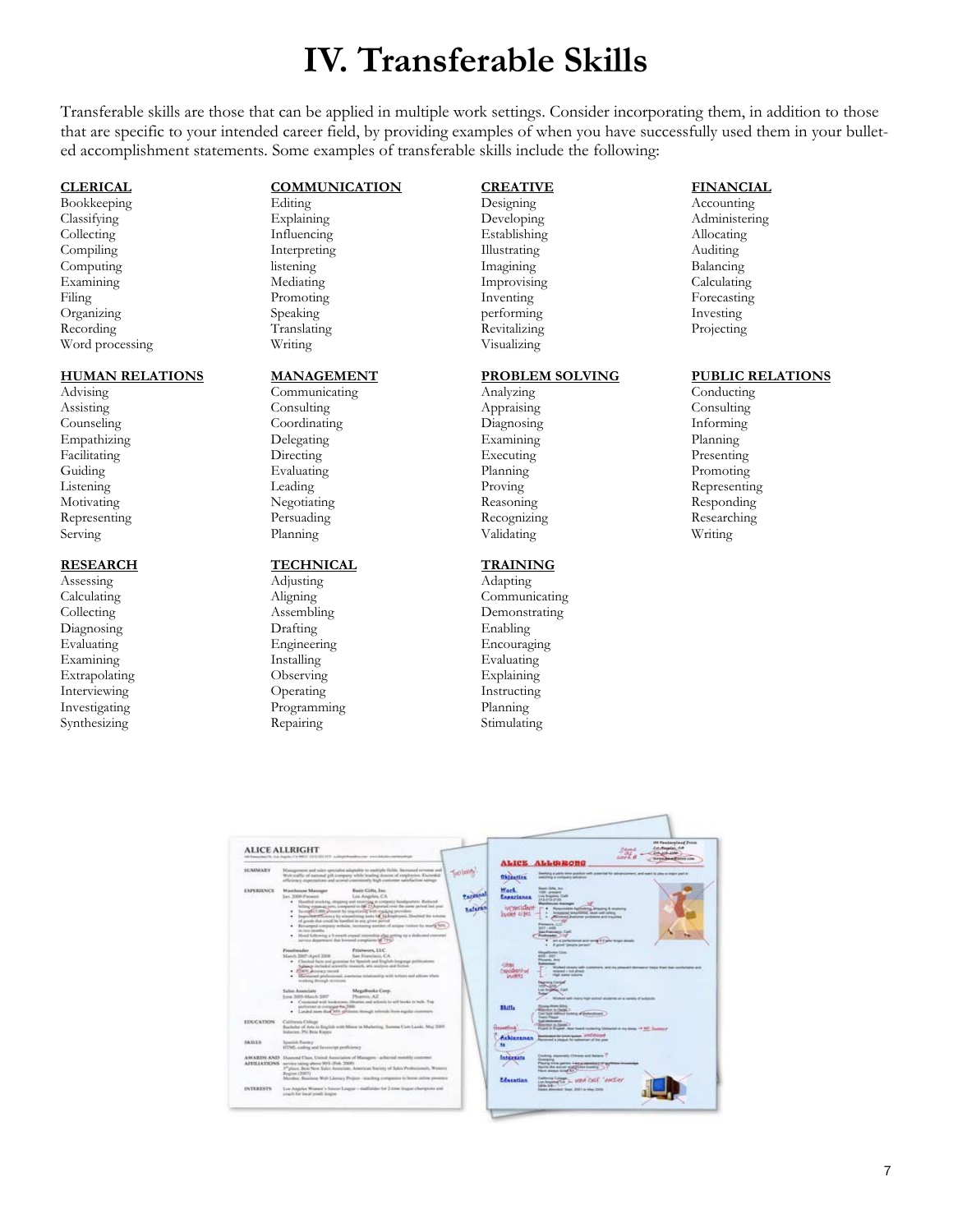# IV. Transferable Skills

Transferable skills are those that can be applied in multiple work settings. Consider incorporating them, in addition to those that are specific to your intended career field, by providing examples of when you have successfully used them in your bulleted accomplishment statements. Some examples of transferable skills include the following:

**CLERICAL**
Bookkeeping
Classifying
Collecting
Compiling
Computing
Examining
Filing
Organizing
Recording
Word processing

**COMMUNICATION**
Editing
Explaining
Influencing
Interpreting
listening
Mediating
Promoting
Speaking
Translating
Writing

**CREATIVE**
Designing
Developing
Establishing
Illustrating
Imagining
Improvising
Inventing
performing
Revitalizing
Visualizing

**FINANCIAL**
Accounting
Administering
Allocating
Auditing
Balancing
Calculating
Forecasting
Investing
Projecting

**HUMAN RELATIONS**
Advising
Assisting
Counseling
Empathizing
Facilitating
Guiding
Listening
Motivating
Representing
Serving

**MANAGEMENT**
Communicating
Consulting
Coordinating
Delegating
Directing
Evaluating
Leading
Negotiating
Persuading
Planning

**PROBLEM SOLVING**
Analyzing
Appraising
Diagnosing
Examining
Executing
Planning
Proving
Reasoning
Recognizing
Validating

**PUBLIC RELATIONS**
Conducting
Consulting
Informing
Planning
Presenting
Promoting
Representing
Responding
Researching
Writing

**RESEARCH**
Assessing
Calculating
Collecting
Diagnosing
Evaluating
Examining
Extrapolating
Interviewing
Investigating
Synthesizing

**TECHNICAL**
Adjusting
Aligning
Assembling
Drafting
Engineering
Installing
Observing
Operating
Programming
Repairing

**TRAINING**
Adapting
Communicating
Demonstrating
Enabling
Encouraging
Evaluating
Explaining
Instructing
Planning
Stimulating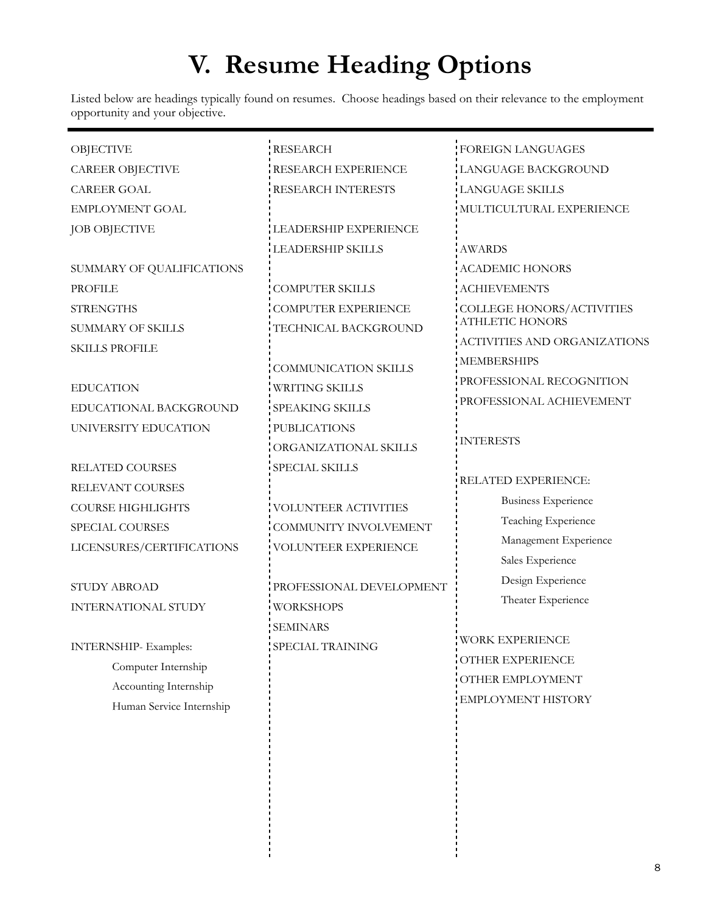# V. Resume Heading Options

Listed below are headings typically found on resumes. Choose headings based on their relevance to the employment opportunity and your objective.

OBJECTIVE
CAREER OBJECTIVE
CAREER GOAL
EMPLOYMENT GOAL
JOB OBJECTIVE

SUMMARY OF QUALIFICATIONS
PROFILE
STRENGTHS
SUMMARY OF SKILLS
SKILLS PROFILE

EDUCATION
EDUCATIONAL BACKGROUND
UNIVERSITY EDUCATION

RELATED COURSES
RELEVANT COURSES
COURSE HIGHLIGHTS
SPECIAL COURSES
LICENSURES/CERTIFICATIONS

STUDY ABROAD
INTERNATIONAL STUDY

INTERNSHIP- Examples:
- Computer Internship
- Accounting Internship
- Human Service Internship

RESEARCH
RESEARCH EXPERIENCE
RESEARCH INTERESTS

LEADERSHIP EXPERIENCE
LEADERSHIP SKILLS

COMPUTER SKILLS
COMPUTER EXPERIENCE
TECHNICAL BACKGROUND

COMMUNICATION SKILLS
WRITING SKILLS
SPEAKING SKILLS
PUBLICATIONS
ORGANIZATIONAL SKILLS
SPECIAL SKILLS

VOLUNTEER ACTIVITIES
COMMUNITY INVOLVEMENT
VOLUNTEER EXPERIENCE

PROFESSIONAL DEVELOPMENT
WORKSHOPS
SEMINARS
SPECIAL TRAINING

FOREIGN LANGUAGES
LANGUAGE BACKGROUND
LANGUAGE SKILLS
MULTICULTURAL EXPERIENCE

AWARDS
ACADEMIC HONORS
ACHIEVEMENTS
COLLEGE HONORS/ACTIVITIES
ATHLETIC HONORS
ACTIVITIES AND ORGANIZATIONS
MEMBERSHIPS
PROFESSIONAL RECOGNITION
PROFESSIONAL ACHIEVEMENT

INTERESTS

RELATED EXPERIENCE:
- Business Experience
- Teaching Experience
- Management Experience
- Sales Experience
- Design Experience
- Theater Experience

WORK EXPERIENCE
OTHER EXPERIENCE
OTHER EMPLOYMENT
EMPLOYMENT HISTORY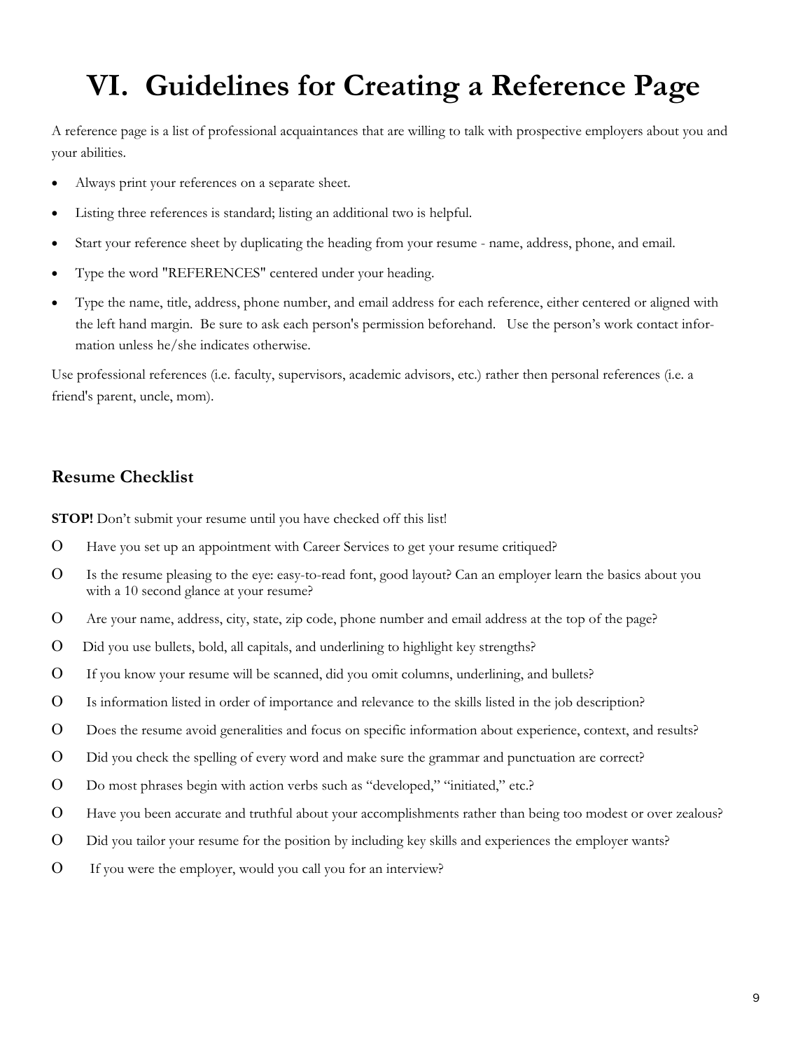# VI. Guidelines for Creating a Reference Page

A reference page is a list of professional acquaintances that are willing to talk with prospective employers about you and your abilities.

- Always print your references on a separate sheet.
- Listing three references is standard; listing an additional two is helpful.
- Start your reference sheet by duplicating the heading from your resume - name, address, phone, and email.
- Type the word "REFERENCES" centered under your heading.
- Type the name, title, address, phone number, and email address for each reference, either centered or aligned with the left hand margin. Be sure to ask each person's permission beforehand. Use the person's work contact information unless he/she indicates otherwise.

Use professional references (i.e. faculty, supervisors, academic advisors, etc.) rather then personal references (i.e. a friend's parent, uncle, mom).

### Resume Checklist

**STOP!** Don't submit your resume until you have checked off this list!

- O Have you set up an appointment with Career Services to get your resume critiqued?
- O Is the resume pleasing to the eye: easy-to-read font, good layout? Can an employer learn the basics about you with a 10 second glance at your resume?
- O Are your name, address, city, state, zip code, phone number and email address at the top of the page?
- O Did you use bullets, bold, all capitals, and underlining to highlight key strengths?
- O If you know your resume will be scanned, did you omit columns, underlining, and bullets?
- O Is information listed in order of importance and relevance to the skills listed in the job description?
- O Does the resume avoid generalities and focus on specific information about experience, context, and results?
- O Did you check the spelling of every word and make sure the grammar and punctuation are correct?
- O Do most phrases begin with action verbs such as "developed," "initiated," etc.?
- O Have you been accurate and truthful about your accomplishments rather than being too modest or over zealous?
- O Did you tailor your resume for the position by including key skills and experiences the employer wants?
- O If you were the employer, would you call you for an interview?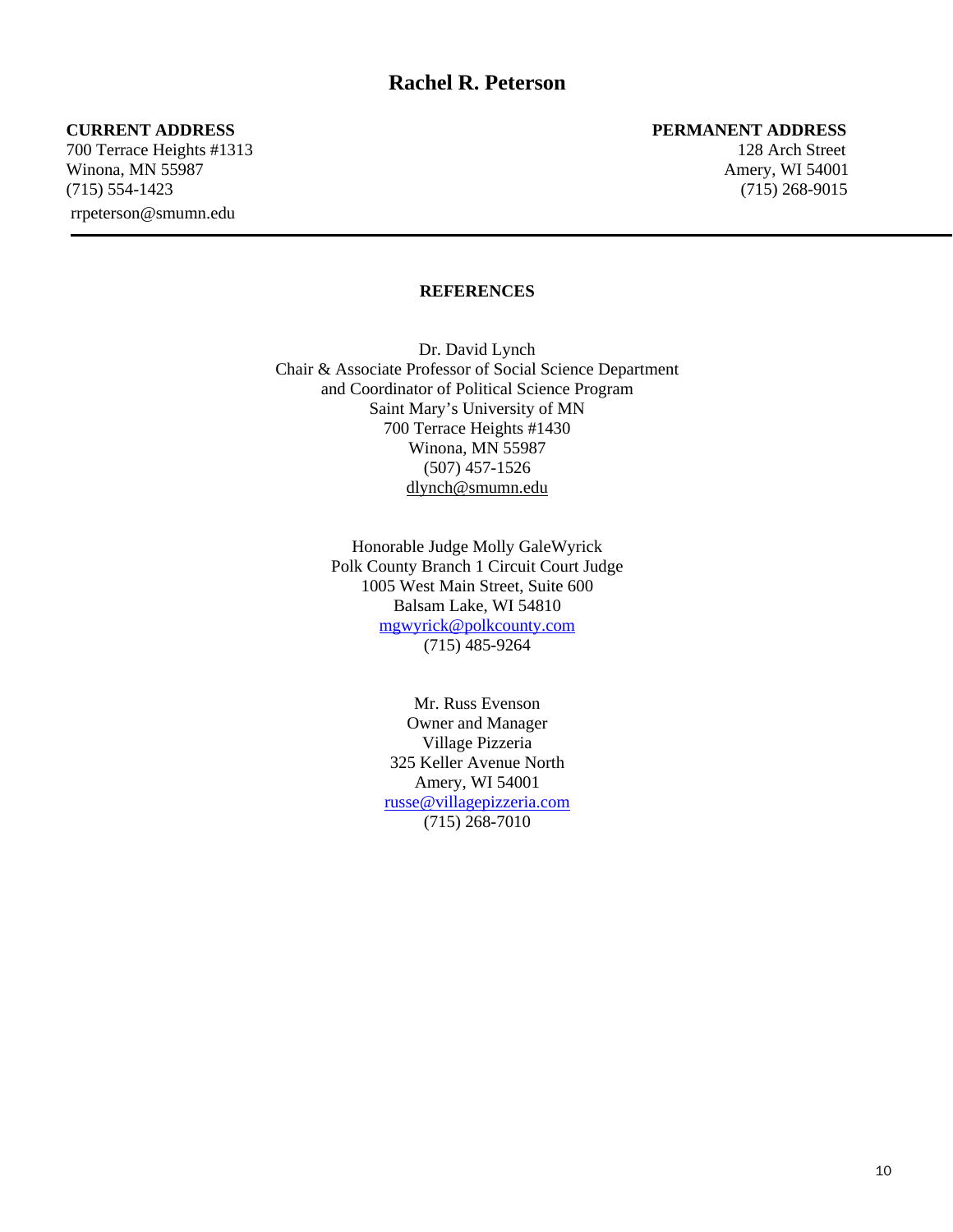# Rachel R. Peterson

**CURRENT ADDRESS**
700 Terrace Heights #1313
Winona, MN 55987
(715) 554-1423
rrpeterson@smumn.edu

**PERMANENT ADDRESS**
128 Arch Street
Amery, WI 54001
(715) 268-9015

---

**REFERENCES**

Dr. David Lynch
Chair & Associate Professor of Social Science Department
and Coordinator of Political Science Program
Saint Mary's University of MN
700 Terrace Heights #1430
Winona, MN 55987
(507) 457-1526
dlynch@smumn.edu

Honorable Judge Molly GaleWyrick
Polk County Branch 1 Circuit Court Judge
1005 West Main Street, Suite 600
Balsam Lake, WI 54810
mgwyrick@polkcounty.com
(715) 485-9264

Mr. Russ Evenson
Owner and Manager
Village Pizzeria
325 Keller Avenue North
Amery, WI 54001
russe@villagepizzeria.com
(715) 268-7010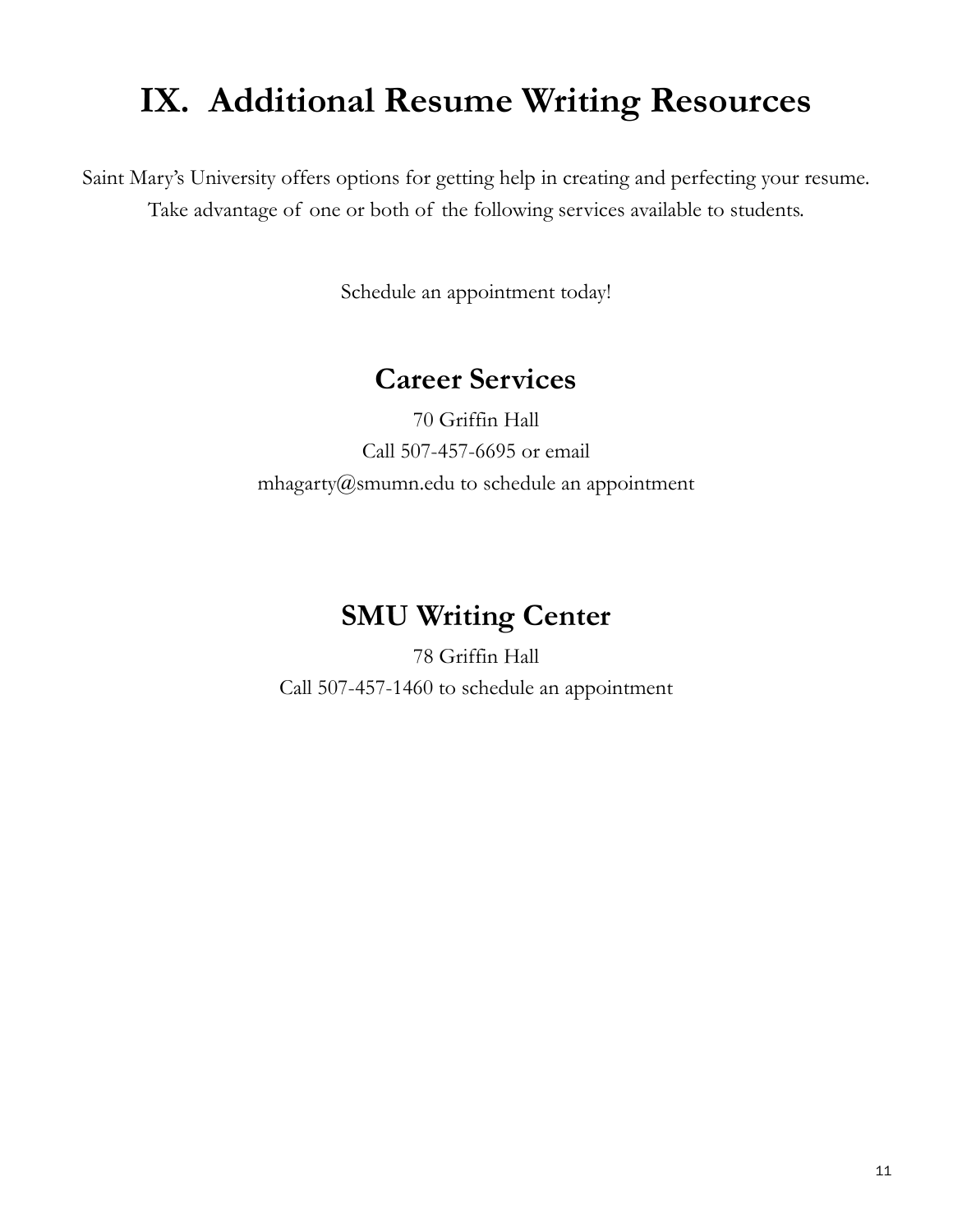# IX. Additional Resume Writing Resources

Saint Mary's University offers options for getting help in creating and perfecting your resume. Take advantage of one or both of the following services available to students.

Schedule an appointment today!

## Career Services

70 Griffin Hall
Call 507-457-6695 or email
mhagarty@smumn.edu to schedule an appointment

## SMU Writing Center

78 Griffin Hall
Call 507-457-1460 to schedule an appointment